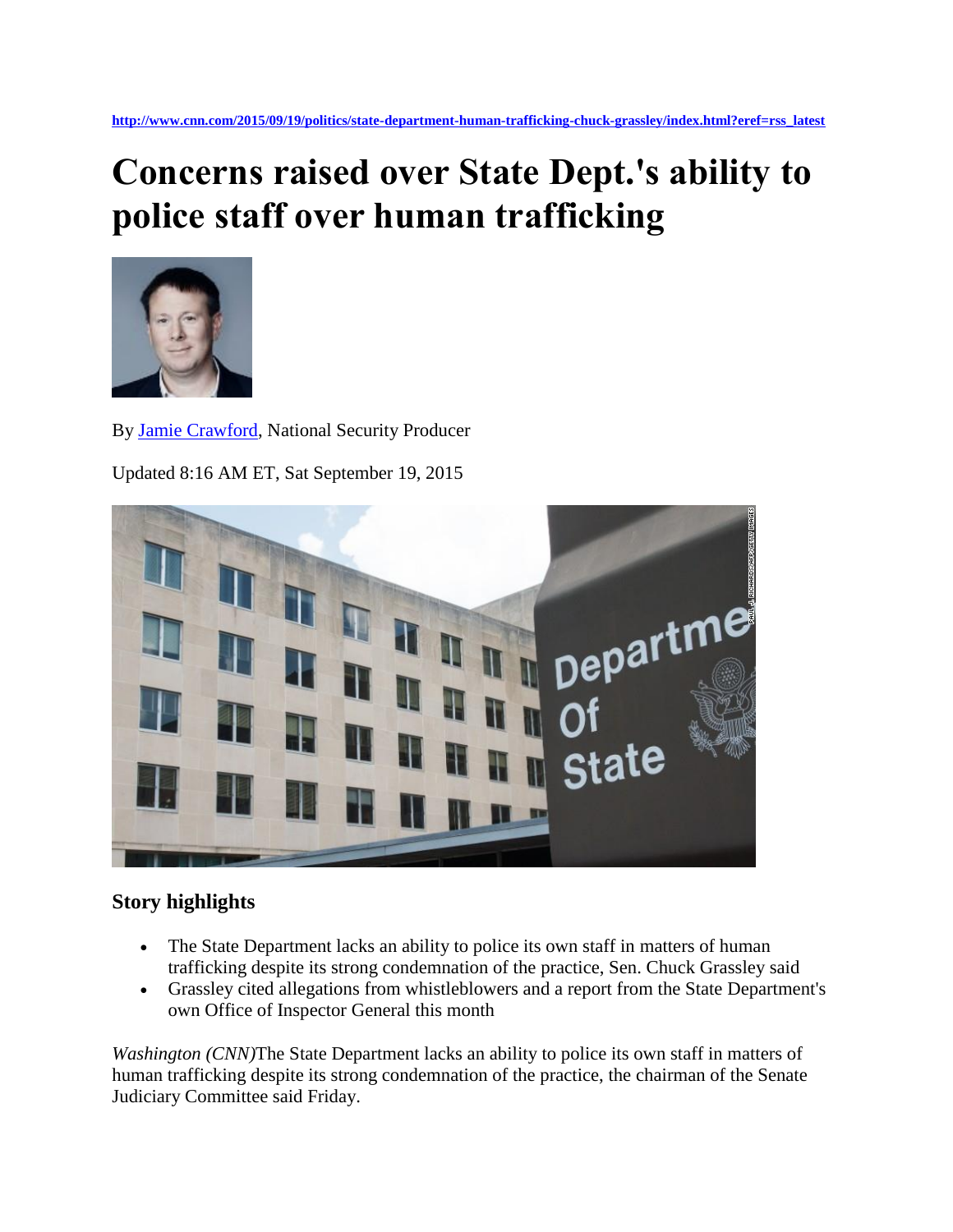http://www.cnn.com/2015/09/19/politics/state-department-human-trafficking-chuck-grassley/index.html?eref=rss_latest

# Concerns raised over State Dept.'s ability to police staff over human trafficking

By Jamie Crawford, National Security Producer

Updated 8:16 AM ET, Sat September 19, 2015

## Story highlights

- The State Department lacks an ability to police its own staff in matters of human trafficking despite its strong condemnation of the practice, Sen. Chuck Grassley said
- Grassley cited allegations from whistleblowers and a report from the State Department's own Office of Inspector General this month

*Washington (CNN)*The State Department lacks an ability to police its own staff in matters of human trafficking despite its strong condemnation of the practice, the chairman of the Senate Judiciary Committee said Friday.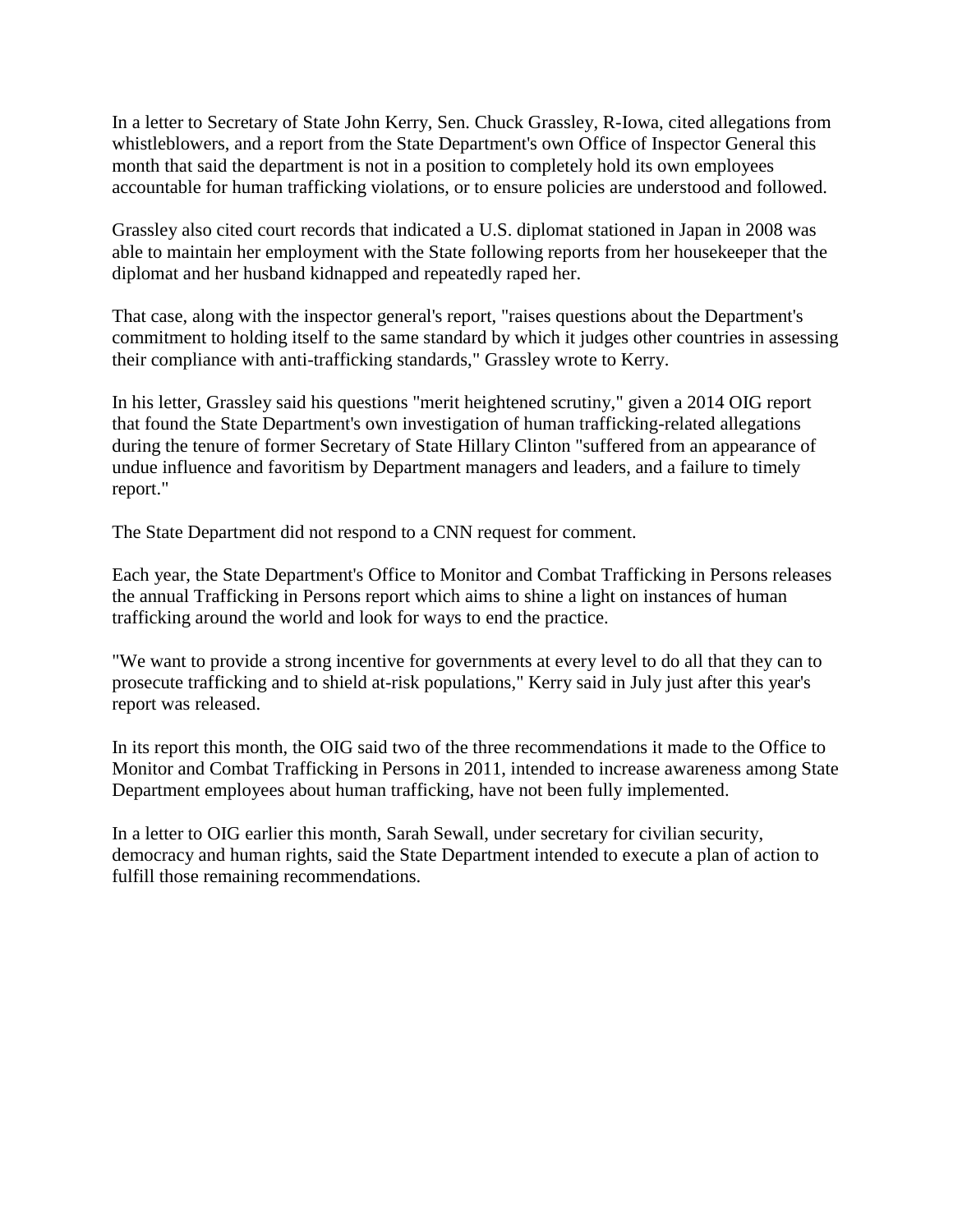In a letter to Secretary of State John Kerry, Sen. Chuck Grassley, R-Iowa, cited allegations from whistleblowers, and a report from the State Department's own Office of Inspector General this month that said the department is not in a position to completely hold its own employees accountable for human trafficking violations, or to ensure policies are understood and followed.

Grassley also cited court records that indicated a U.S. diplomat stationed in Japan in 2008 was able to maintain her employment with the State following reports from her housekeeper that the diplomat and her husband kidnapped and repeatedly raped her.

That case, along with the inspector general's report, "raises questions about the Department's commitment to holding itself to the same standard by which it judges other countries in assessing their compliance with anti-trafficking standards," Grassley wrote to Kerry.

In his letter, Grassley said his questions "merit heightened scrutiny," given a 2014 OIG report that found the State Department's own investigation of human trafficking-related allegations during the tenure of former Secretary of State Hillary Clinton "suffered from an appearance of undue influence and favoritism by Department managers and leaders, and a failure to timely report."

The State Department did not respond to a CNN request for comment.

Each year, the State Department's Office to Monitor and Combat Trafficking in Persons releases the annual Trafficking in Persons report which aims to shine a light on instances of human trafficking around the world and look for ways to end the practice.

"We want to provide a strong incentive for governments at every level to do all that they can to prosecute trafficking and to shield at-risk populations," Kerry said in July just after this year's report was released.

In its report this month, the OIG said two of the three recommendations it made to the Office to Monitor and Combat Trafficking in Persons in 2011, intended to increase awareness among State Department employees about human trafficking, have not been fully implemented.

In a letter to OIG earlier this month, Sarah Sewall, under secretary for civilian security, democracy and human rights, said the State Department intended to execute a plan of action to fulfill those remaining recommendations.